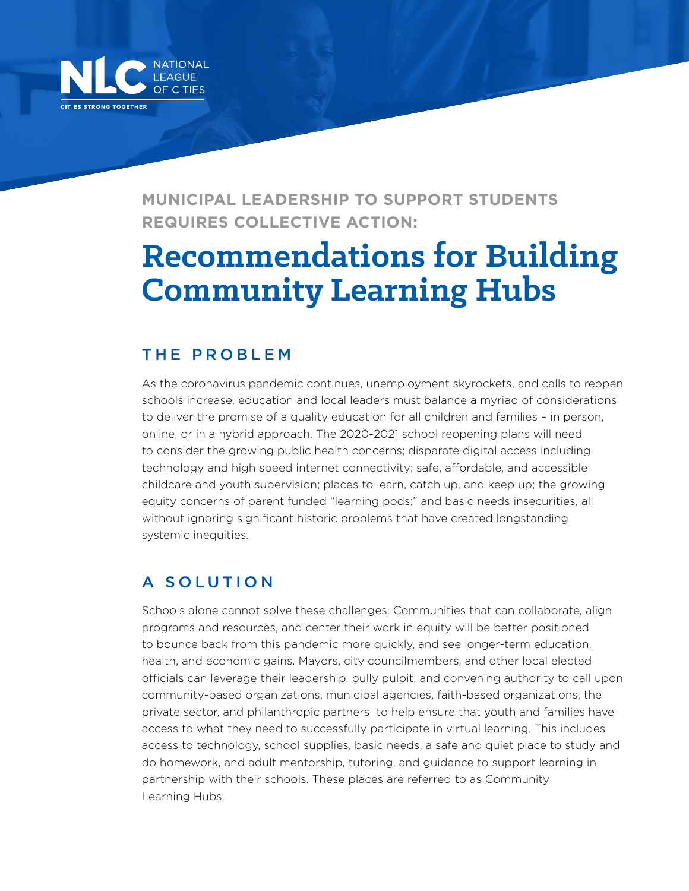NATIONAL LEAGUE OF CITIES

CITIES STRONG TOGETHER

**MUNICIPAL LEADERSHIP TO SUPPORT STUDENTS REQUIRES COLLECTIVE ACTION:**

# Recommendations for Building Community Learning Hubs

## THE PROBLEM

As the coronavirus pandemic continues, unemployment skyrockets, and calls to reopen schools increase, education and local leaders must balance a myriad of considerations to deliver the promise of a quality education for all children and families – in person, online, or in a hybrid approach. The 2020-2021 school reopening plans will need to consider the growing public health concerns; disparate digital access including technology and high speed internet connectivity; safe, affordable, and accessible childcare and youth supervision; places to learn, catch up, and keep up; the growing equity concerns of parent funded "learning pods;" and basic needs insecurities, all without ignoring significant historic problems that have created longstanding systemic inequities.

## A SOLUTION

Schools alone cannot solve these challenges. Communities that can collaborate, align programs and resources, and center their work in equity will be better positioned to bounce back from this pandemic more quickly, and see longer-term education, health, and economic gains. Mayors, city councilmembers, and other local elected officials can leverage their leadership, bully pulpit, and convening authority to call upon community-based organizations, municipal agencies, faith-based organizations, the private sector, and philanthropic partners to help ensure that youth and families have access to what they need to successfully participate in virtual learning. This includes access to technology, school supplies, basic needs, a safe and quiet place to study and do homework, and adult mentorship, tutoring, and guidance to support learning in partnership with their schools. These places are referred to as Community Learning Hubs.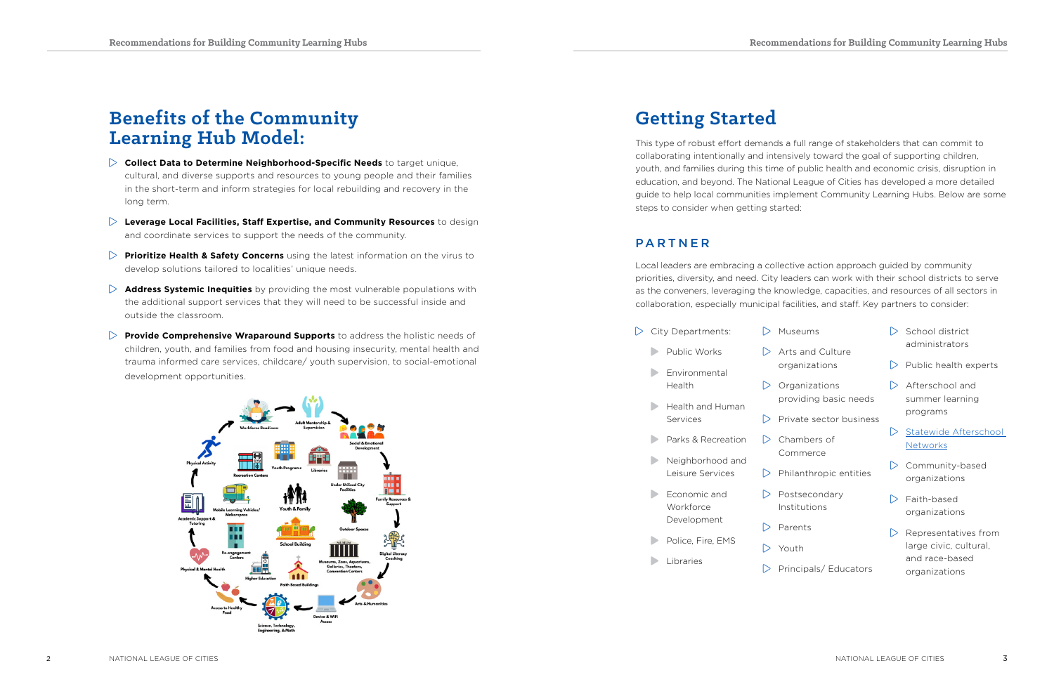# Benefits of the Community Learning Hub Model:

- **Collect Data to Determine Neighborhood-Specific Needs** to target unique, cultural, and diverse supports and resources to young people and their families in the short-term and inform strategies for local rebuilding and recovery in the long term.
- **Leverage Local Facilities, Staff Expertise, and Community Resources** to design and coordinate services to support the needs of the community.
- **Prioritize Health & Safety Concerns** using the latest information on the virus to develop solutions tailored to localities' unique needs.
- **Address Systemic Inequities** by providing the most vulnerable populations with the additional support services that they will need to be successful inside and outside the classroom.
- **Provide Comprehensive Wraparound Supports** to address the holistic needs of children, youth, and families from food and housing insecurity, mental health and trauma informed care services, childcare/ youth supervision, to social-emotional development opportunities.

# Getting Started

This type of robust effort demands a full range of stakeholders that can commit to collaborating intentionally and intensively toward the goal of supporting children, youth, and families during this time of public health and economic crisis, disruption in education, and beyond. The National League of Cities has developed a more detailed guide to help local communities implement Community Learning Hubs. Below are some steps to consider when getting started:

## PARTNER

Local leaders are embracing a collective action approach guided by community priorities, diversity, and need. City leaders can work with their school districts to serve as the conveners, leveraging the knowledge, capacities, and resources of all sectors in collaboration, especially municipal facilities, and staff. Key partners to consider:

- City Departments:
  - Public Works
  - Environmental Health
  - Health and Human Services
  - Parks & Recreation
  - Neighborhood and Leisure Services
  - Economic and Workforce Development
  - Police, Fire, EMS
  - Libraries
- Museums
- Arts and Culture organizations
- Organizations providing basic needs
- Private sector business
- Chambers of Commerce
- Philanthropic entities
- Postsecondary Institutions
- Parents
- Youth
- Principals/ Educators
- School district administrators
- Public health experts
- Afterschool and summer learning programs
- Statewide Afterschool Networks
- Community-based organizations
- Faith-based organizations
- Representatives from large civic, cultural, and race-based organizations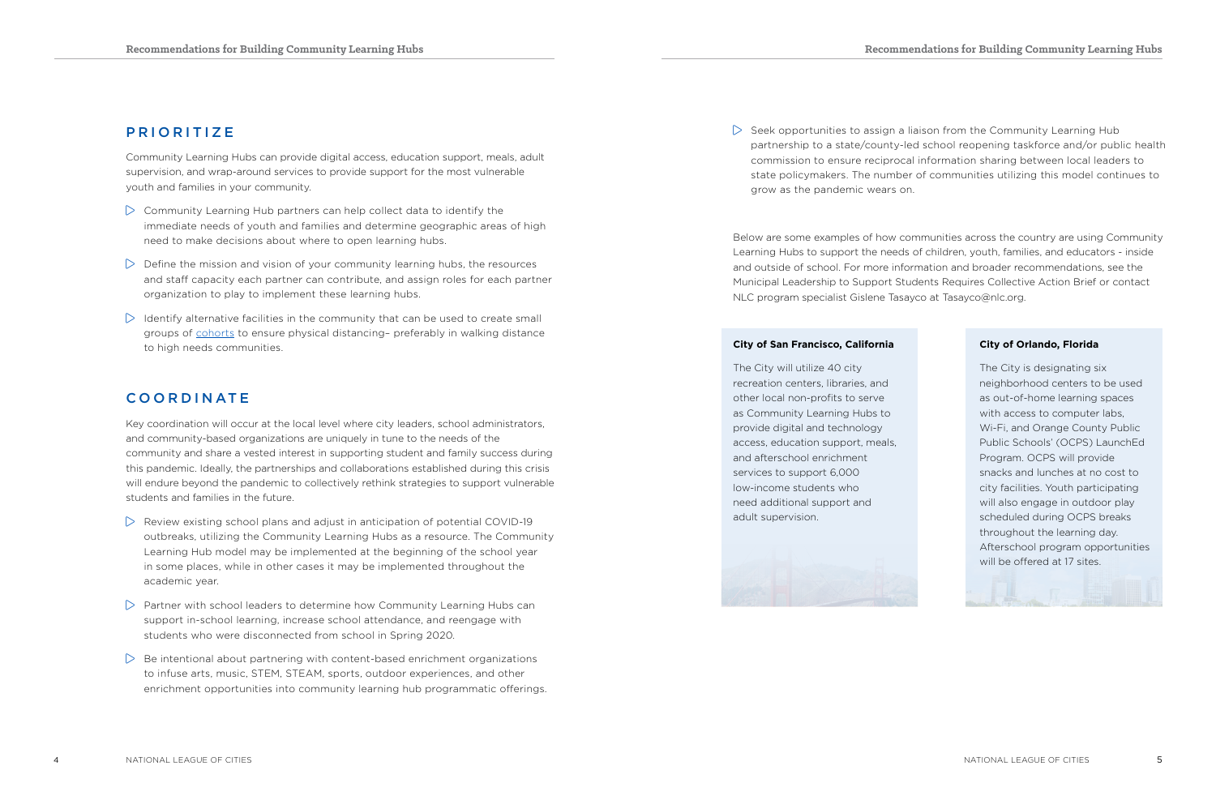## PRIORITIZE

Community Learning Hubs can provide digital access, education support, meals, adult supervision, and wrap-around services to provide support for the most vulnerable youth and families in your community.

- Community Learning Hub partners can help collect data to identify the immediate needs of youth and families and determine geographic areas of high need to make decisions about where to open learning hubs.
- Define the mission and vision of your community learning hubs, the resources and staff capacity each partner can contribute, and assign roles for each partner organization to play to implement these learning hubs.
- Identify alternative facilities in the community that can be used to create small groups of cohorts to ensure physical distancing– preferably in walking distance to high needs communities.

## COORDINATE

Key coordination will occur at the local level where city leaders, school administrators, and community-based organizations are uniquely in tune to the needs of the community and share a vested interest in supporting student and family success during this pandemic. Ideally, the partnerships and collaborations established during this crisis will endure beyond the pandemic to collectively rethink strategies to support vulnerable students and families in the future.

- Review existing school plans and adjust in anticipation of potential COVID-19 outbreaks, utilizing the Community Learning Hubs as a resource. The Community Learning Hub model may be implemented at the beginning of the school year in some places, while in other cases it may be implemented throughout the academic year.
- Partner with school leaders to determine how Community Learning Hubs can support in-school learning, increase school attendance, and reengage with students who were disconnected from school in Spring 2020.
- Be intentional about partnering with content-based enrichment organizations to infuse arts, music, STEM, STEAM, sports, outdoor experiences, and other enrichment opportunities into community learning hub programmatic offerings.
- Seek opportunities to assign a liaison from the Community Learning Hub partnership to a state/county-led school reopening taskforce and/or public health commission to ensure reciprocal information sharing between local leaders to state policymakers. The number of communities utilizing this model continues to grow as the pandemic wears on.

Below are some examples of how communities across the country are using Community Learning Hubs to support the needs of children, youth, families, and educators - inside and outside of school. For more information and broader recommendations, see the Municipal Leadership to Support Students Requires Collective Action Brief or contact NLC program specialist Gislene Tasayco at Tasayco@nlc.org.

**City of San Francisco, California**

The City will utilize 40 city recreation centers, libraries, and other local non-profits to serve as Community Learning Hubs to provide digital and technology access, education support, meals, and afterschool enrichment services to support 6,000 low-income students who need additional support and adult supervision.

**City of Orlando, Florida**

The City is designating six neighborhood centers to be used as out-of-home learning spaces with access to computer labs, Wi-Fi, and Orange County Public Public Schools' (OCPS) LaunchEd Program. OCPS will provide snacks and lunches at no cost to city facilities. Youth participating will also engage in outdoor play scheduled during OCPS breaks throughout the learning day. Afterschool program opportunities will be offered at 17 sites.